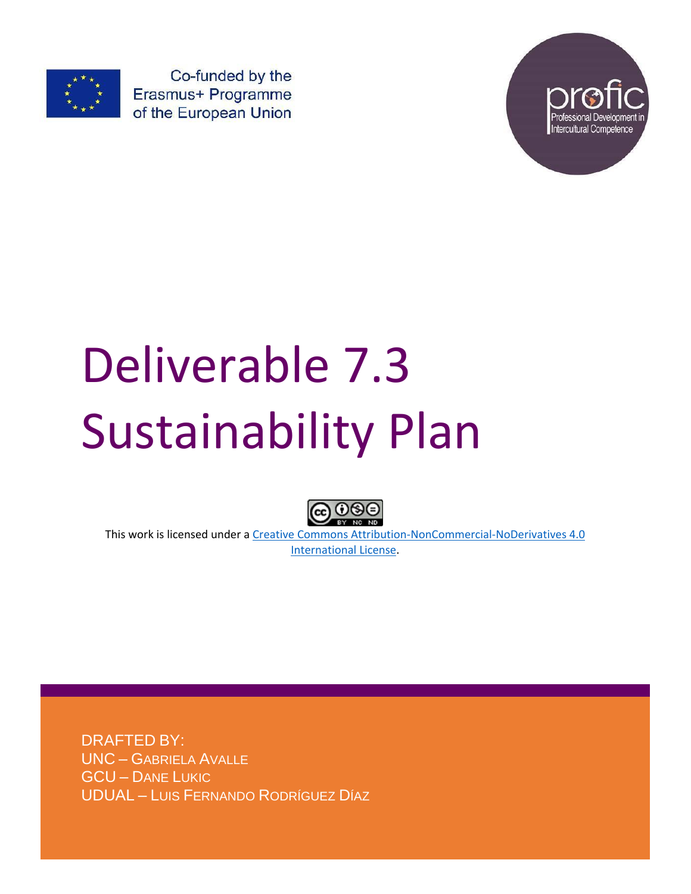Co-funded by the Erasmus+ Programme of the European Union

profic
Professional Development in Intercultural Competence

# Deliverable 7.3
# Sustainability Plan

This work is licensed under a [Creative Commons Attribution-NonCommercial-NoDerivatives 4.0 International License](http://creativecommons.org/licenses/by-nc-nd/4.0/).

DRAFTED BY:
UNC – GABRIELA AVALLE
GCU – DANE LUKIC
UDUAL – LUIS FERNANDO RODRÍGUEZ DÍAZ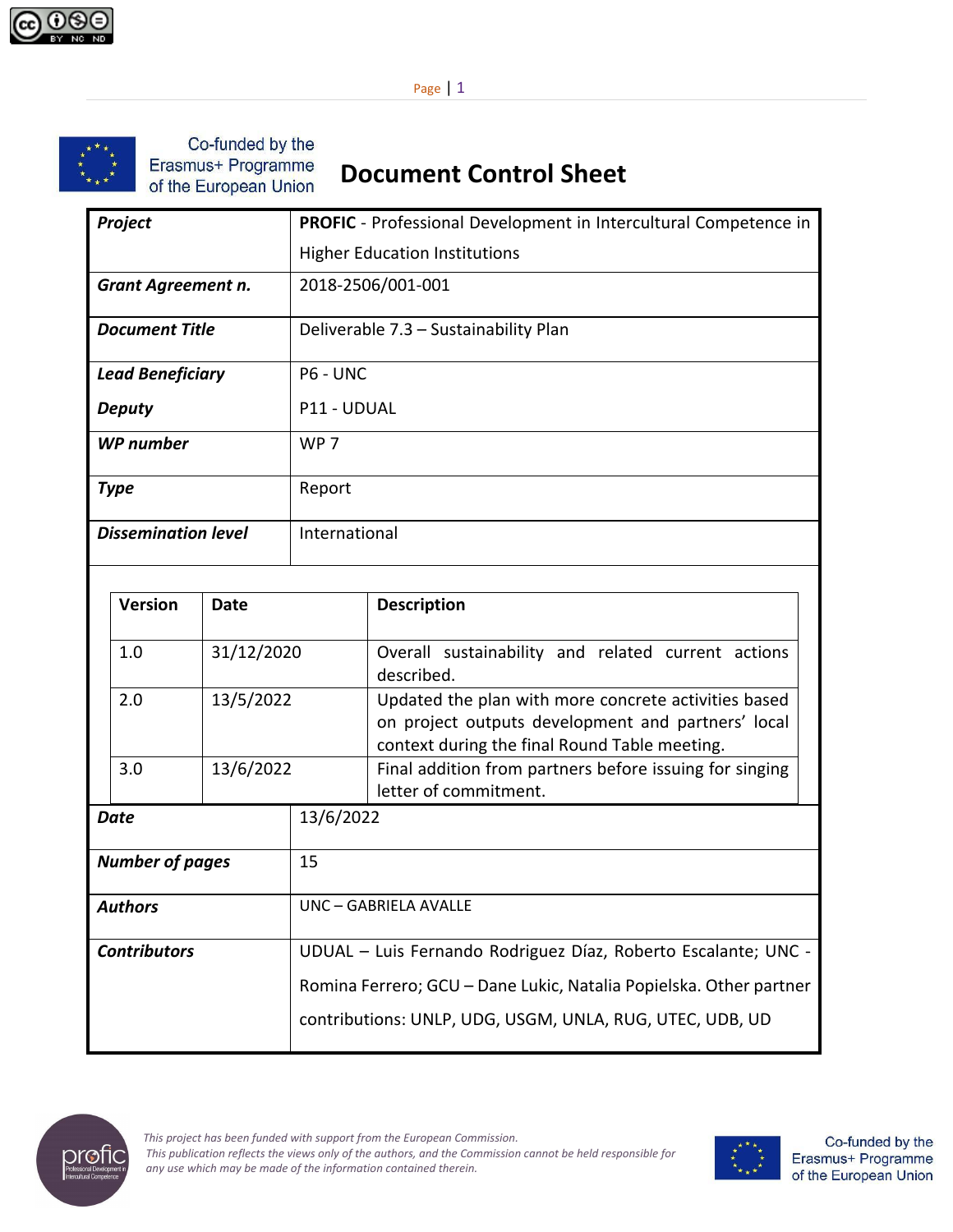# Document Control Sheet

| *Project* | **PROFIC** - Professional Development in Intercultural Competence in Higher Education Institutions |
|---|---|
| ***Grant Agreement n.*** | 2018-2506/001-001 |
| ***Document Title*** | Deliverable 7.3 – Sustainability Plan |
| ***Lead Beneficiary*** | P6 - UNC |
| ***Deputy*** | P11 - UDUAL |
| ***WP number*** | WP 7 |
| ***Type*** | Report |
| ***Dissemination level*** | International |

| Version | Date | Description |
|---|---|---|
| 1.0 | 31/12/2020 | Overall sustainability and related current actions described. |
| 2.0 | 13/5/2022 | Updated the plan with more concrete activities based on project outputs development and partners' local context during the final Round Table meeting. |
| 3.0 | 13/6/2022 | Final addition from partners before issuing for singing letter of commitment. |

| *Date* | 13/6/2022 |
|---|---|
| ***Number of pages*** | 15 |
| ***Authors*** | UNC – GABRIELA AVALLE |
| ***Contributors*** | UDUAL – Luis Fernando Rodriguez Díaz, Roberto Escalante; UNC - Romina Ferrero; GCU – Dane Lukic, Natalia Popielska. Other partner contributions: UNLP, UDG, USGM, UNLA, RUG, UTEC, UDB, UD |

*This project has been funded with support from the European Commission. This publication reflects the views only of the authors, and the Commission cannot be held responsible for any use which may be made of the information contained therein.*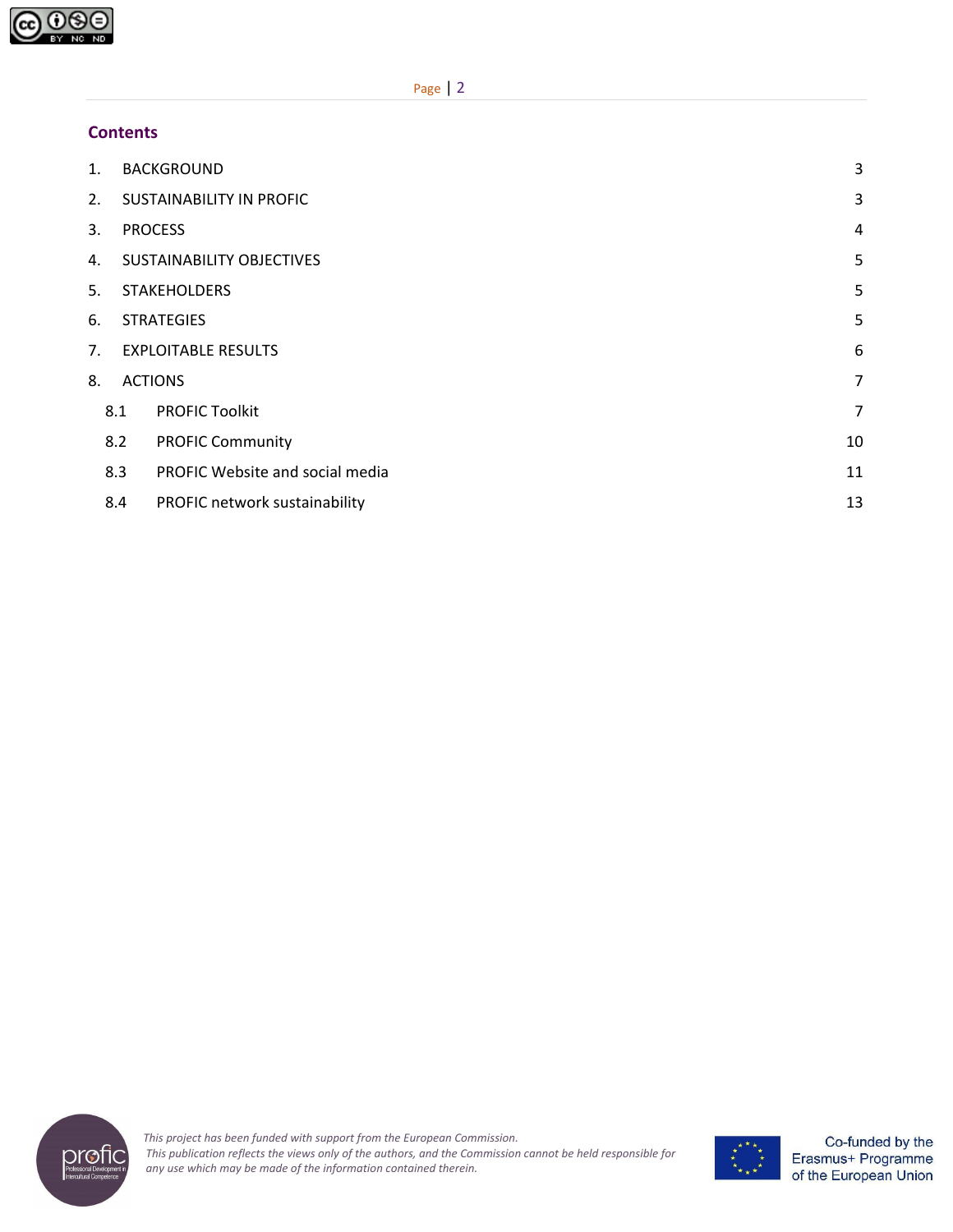## Contents

| | | |
|---|---|---|
| 1. | BACKGROUND | 3 |
| 2. | SUSTAINABILITY IN PROFIC | 3 |
| 3. | PROCESS | 4 |
| 4. | SUSTAINABILITY OBJECTIVES | 5 |
| 5. | STAKEHOLDERS | 5 |
| 6. | STRATEGIES | 5 |
| 7. | EXPLOITABLE RESULTS | 6 |
| 8. | ACTIONS | 7 |
| 8.1 | PROFIC Toolkit | 7 |
| 8.2 | PROFIC Community | 10 |
| 8.3 | PROFIC Website and social media | 11 |
| 8.4 | PROFIC network sustainability | 13 |

*This project has been funded with support from the European Commission. This publication reflects the views only of the authors, and the Commission cannot be held responsible for any use which may be made of the information contained therein.*

Co-funded by the Erasmus+ Programme of the European Union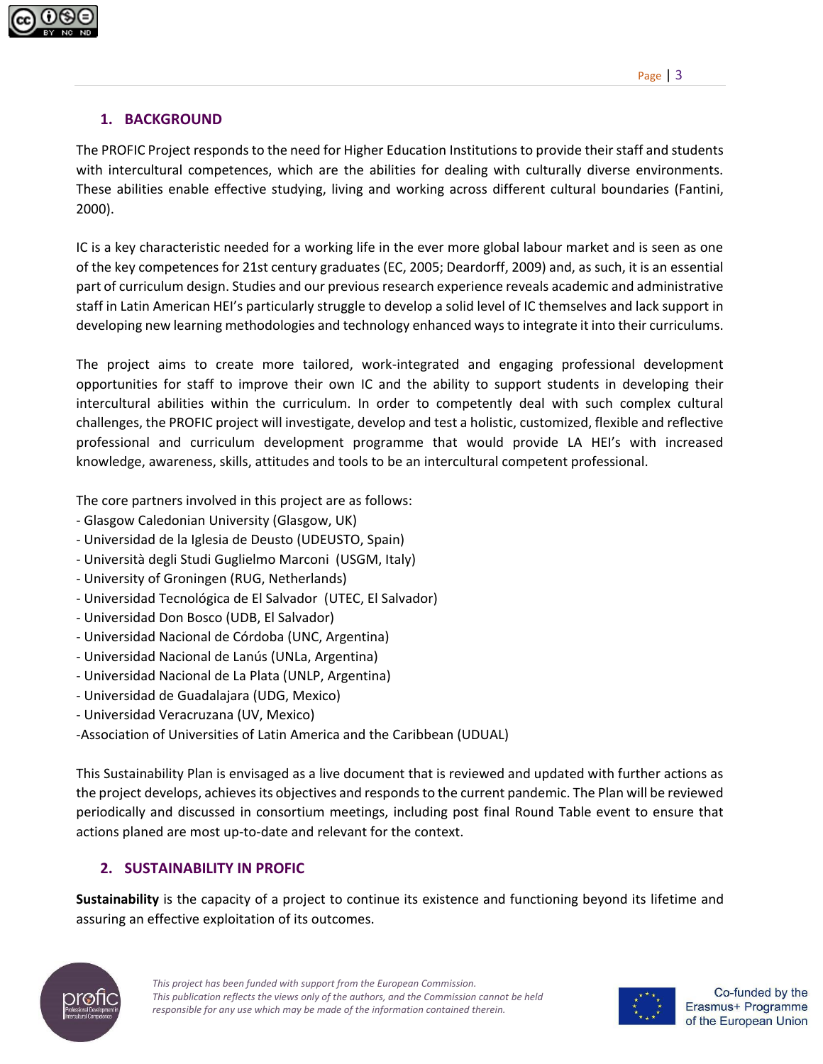## 1. BACKGROUND

The PROFIC Project responds to the need for Higher Education Institutions to provide their staff and students with intercultural competences, which are the abilities for dealing with culturally diverse environments. These abilities enable effective studying, living and working across different cultural boundaries (Fantini, 2000).

IC is a key characteristic needed for a working life in the ever more global labour market and is seen as one of the key competences for 21st century graduates (EC, 2005; Deardorff, 2009) and, as such, it is an essential part of curriculum design. Studies and our previous research experience reveals academic and administrative staff in Latin American HEI's particularly struggle to develop a solid level of IC themselves and lack support in developing new learning methodologies and technology enhanced ways to integrate it into their curriculums.

The project aims to create more tailored, work-integrated and engaging professional development opportunities for staff to improve their own IC and the ability to support students in developing their intercultural abilities within the curriculum. In order to competently deal with such complex cultural challenges, the PROFIC project will investigate, develop and test a holistic, customized, flexible and reflective professional and curriculum development programme that would provide LA HEI's with increased knowledge, awareness, skills, attitudes and tools to be an intercultural competent professional.

The core partners involved in this project are as follows:

- Glasgow Caledonian University (Glasgow, UK)
- Universidad de la Iglesia de Deusto (UDEUSTO, Spain)
- Università degli Studi Guglielmo Marconi (USGM, Italy)
- University of Groningen (RUG, Netherlands)
- Universidad Tecnológica de El Salvador (UTEC, El Salvador)
- Universidad Don Bosco (UDB, El Salvador)
- Universidad Nacional de Córdoba (UNC, Argentina)
- Universidad Nacional de Lanús (UNLa, Argentina)
- Universidad Nacional de La Plata (UNLP, Argentina)
- Universidad de Guadalajara (UDG, Mexico)
- Universidad Veracruzana (UV, Mexico)
- Association of Universities of Latin America and the Caribbean (UDUAL)

This Sustainability Plan is envisaged as a live document that is reviewed and updated with further actions as the project develops, achieves its objectives and responds to the current pandemic. The Plan will be reviewed periodically and discussed in consortium meetings, including post final Round Table event to ensure that actions planed are most up-to-date and relevant for the context.

## 2. SUSTAINABILITY IN PROFIC

**Sustainability** is the capacity of a project to continue its existence and functioning beyond its lifetime and assuring an effective exploitation of its outcomes.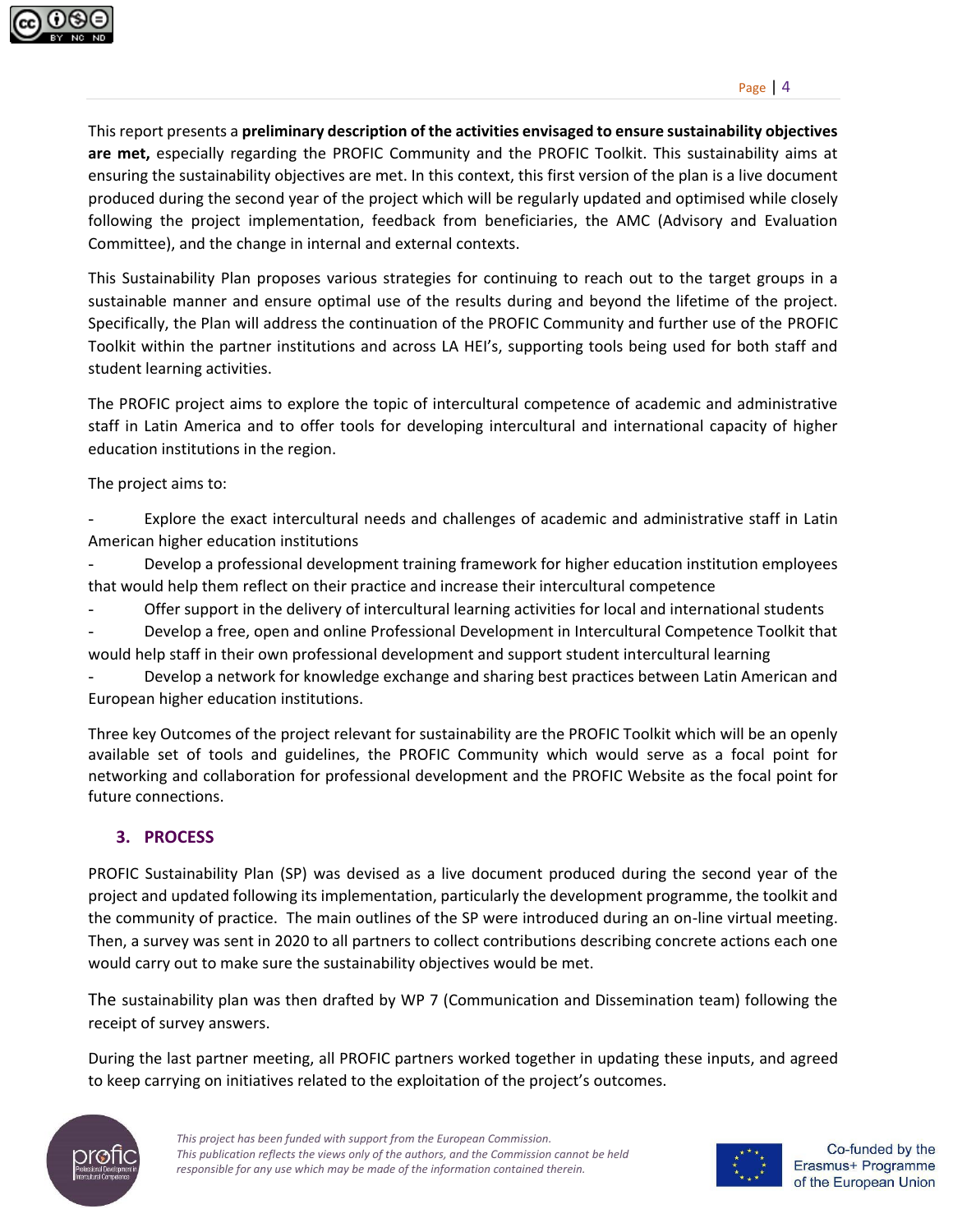This report presents a **preliminary description of the activities envisaged to ensure sustainability objectives are met,** especially regarding the PROFIC Community and the PROFIC Toolkit. This sustainability aims at ensuring the sustainability objectives are met. In this context, this first version of the plan is a live document produced during the second year of the project which will be regularly updated and optimised while closely following the project implementation, feedback from beneficiaries, the AMC (Advisory and Evaluation Committee), and the change in internal and external contexts.

This Sustainability Plan proposes various strategies for continuing to reach out to the target groups in a sustainable manner and ensure optimal use of the results during and beyond the lifetime of the project. Specifically, the Plan will address the continuation of the PROFIC Community and further use of the PROFIC Toolkit within the partner institutions and across LA HEI's, supporting tools being used for both staff and student learning activities.

The PROFIC project aims to explore the topic of intercultural competence of academic and administrative staff in Latin America and to offer tools for developing intercultural and international capacity of higher education institutions in the region.

The project aims to:

- Explore the exact intercultural needs and challenges of academic and administrative staff in Latin American higher education institutions
- Develop a professional development training framework for higher education institution employees that would help them reflect on their practice and increase their intercultural competence
- Offer support in the delivery of intercultural learning activities for local and international students
- Develop a free, open and online Professional Development in Intercultural Competence Toolkit that would help staff in their own professional development and support student intercultural learning
- Develop a network for knowledge exchange and sharing best practices between Latin American and European higher education institutions.

Three key Outcomes of the project relevant for sustainability are the PROFIC Toolkit which will be an openly available set of tools and guidelines, the PROFIC Community which would serve as a focal point for networking and collaboration for professional development and the PROFIC Website as the focal point for future connections.

## 3. PROCESS

PROFIC Sustainability Plan (SP) was devised as a live document produced during the second year of the project and updated following its implementation, particularly the development programme, the toolkit and the community of practice. The main outlines of the SP were introduced during an on-line virtual meeting. Then, a survey was sent in 2020 to all partners to collect contributions describing concrete actions each one would carry out to make sure the sustainability objectives would be met.

The sustainability plan was then drafted by WP 7 (Communication and Dissemination team) following the receipt of survey answers.

During the last partner meeting, all PROFIC partners worked together in updating these inputs, and agreed to keep carrying on initiatives related to the exploitation of the project's outcomes.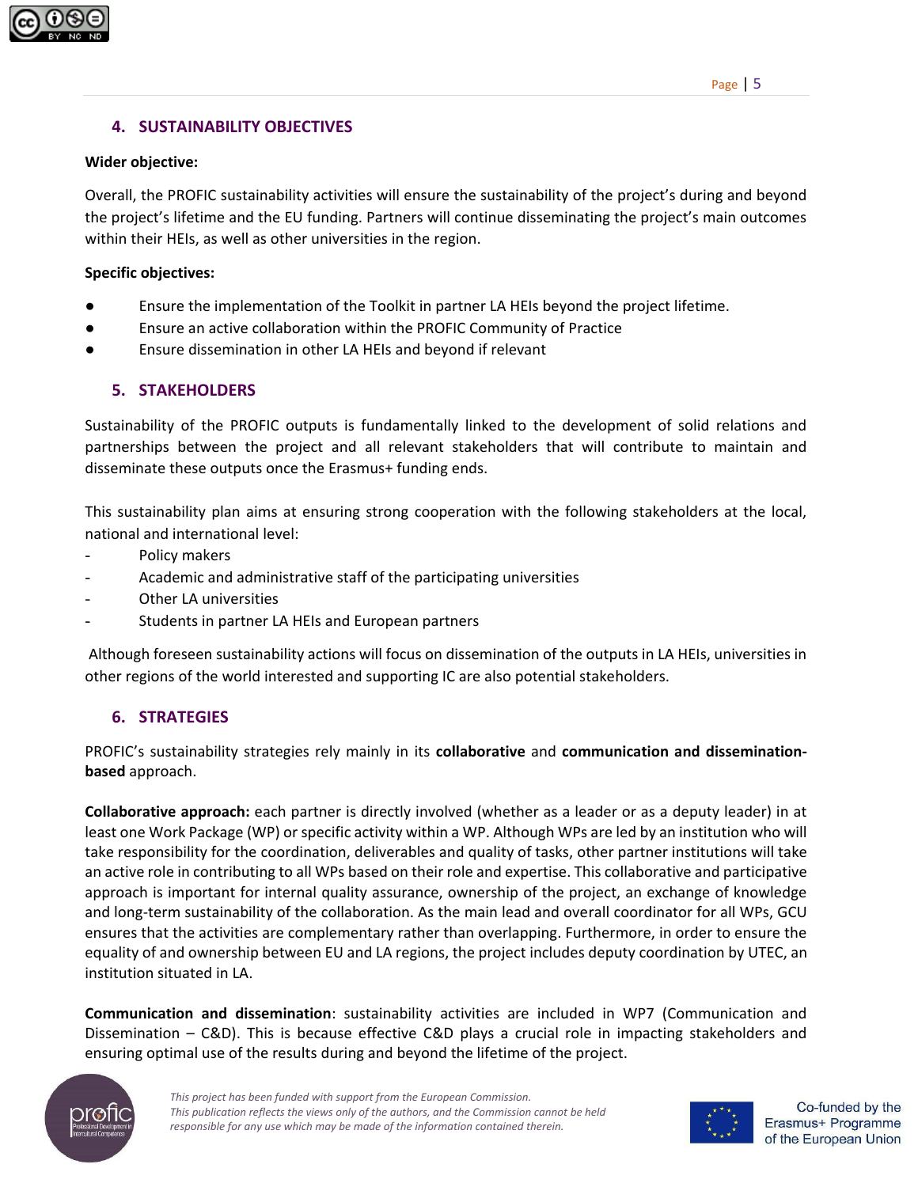## 4. SUSTAINABILITY OBJECTIVES

**Wider objective:**

Overall, the PROFIC sustainability activities will ensure the sustainability of the project's during and beyond the project's lifetime and the EU funding. Partners will continue disseminating the project's main outcomes within their HEIs, as well as other universities in the region.

**Specific objectives:**

- Ensure the implementation of the Toolkit in partner LA HEIs beyond the project lifetime.
- Ensure an active collaboration within the PROFIC Community of Practice
- Ensure dissemination in other LA HEIs and beyond if relevant

## 5. STAKEHOLDERS

Sustainability of the PROFIC outputs is fundamentally linked to the development of solid relations and partnerships between the project and all relevant stakeholders that will contribute to maintain and disseminate these outputs once the Erasmus+ funding ends.

This sustainability plan aims at ensuring strong cooperation with the following stakeholders at the local, national and international level:

- Policy makers
- Academic and administrative staff of the participating universities
- Other LA universities
- Students in partner LA HEIs and European partners

Although foreseen sustainability actions will focus on dissemination of the outputs in LA HEIs, universities in other regions of the world interested and supporting IC are also potential stakeholders.

## 6. STRATEGIES

PROFIC's sustainability strategies rely mainly in its **collaborative** and **communication and dissemination-based** approach.

**Collaborative approach:** each partner is directly involved (whether as a leader or as a deputy leader) in at least one Work Package (WP) or specific activity within a WP. Although WPs are led by an institution who will take responsibility for the coordination, deliverables and quality of tasks, other partner institutions will take an active role in contributing to all WPs based on their role and expertise. This collaborative and participative approach is important for internal quality assurance, ownership of the project, an exchange of knowledge and long-term sustainability of the collaboration. As the main lead and overall coordinator for all WPs, GCU ensures that the activities are complementary rather than overlapping. Furthermore, in order to ensure the equality of and ownership between EU and LA regions, the project includes deputy coordination by UTEC, an institution situated in LA.

**Communication and dissemination**: sustainability activities are included in WP7 (Communication and Dissemination – C&D). This is because effective C&D plays a crucial role in impacting stakeholders and ensuring optimal use of the results during and beyond the lifetime of the project.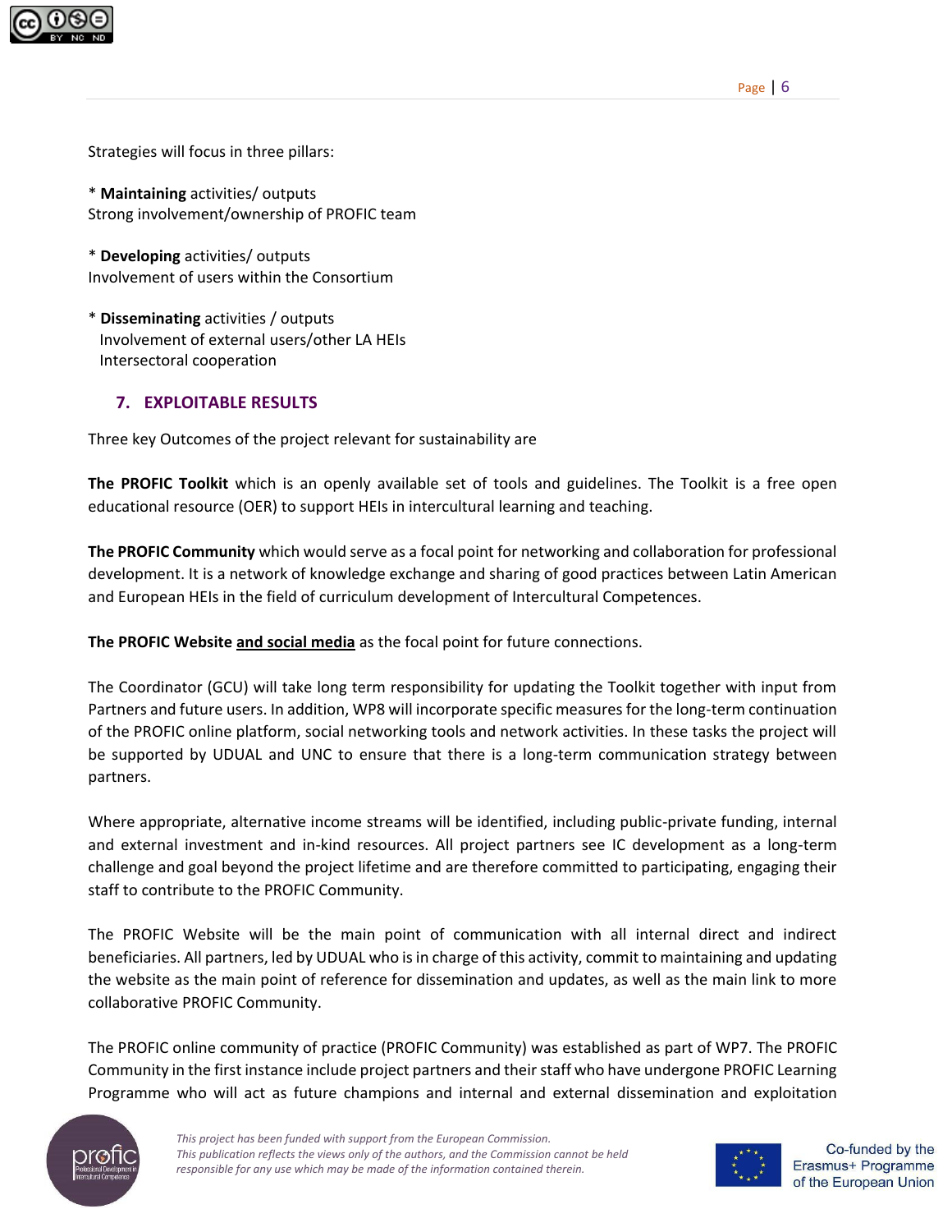Strategies will focus in three pillars:

* **Maintaining** activities/ outputs
Strong involvement/ownership of PROFIC team

* **Developing** activities/ outputs
Involvement of users within the Consortium

* **Disseminating** activities / outputs
Involvement of external users/other LA HEIs
Intersectoral cooperation

## 7. EXPLOITABLE RESULTS

Three key Outcomes of the project relevant for sustainability are

**The PROFIC Toolkit** which is an openly available set of tools and guidelines. The Toolkit is a free open educational resource (OER) to support HEIs in intercultural learning and teaching.

**The PROFIC Community** which would serve as a focal point for networking and collaboration for professional development. It is a network of knowledge exchange and sharing of good practices between Latin American and European HEIs in the field of curriculum development of Intercultural Competences.

**The PROFIC Website <u>and social media</u>** as the focal point for future connections.

The Coordinator (GCU) will take long term responsibility for updating the Toolkit together with input from Partners and future users. In addition, WP8 will incorporate specific measures for the long-term continuation of the PROFIC online platform, social networking tools and network activities. In these tasks the project will be supported by UDUAL and UNC to ensure that there is a long-term communication strategy between partners.

Where appropriate, alternative income streams will be identified, including public-private funding, internal and external investment and in-kind resources. All project partners see IC development as a long-term challenge and goal beyond the project lifetime and are therefore committed to participating, engaging their staff to contribute to the PROFIC Community.

The PROFIC Website will be the main point of communication with all internal direct and indirect beneficiaries. All partners, led by UDUAL who is in charge of this activity, commit to maintaining and updating the website as the main point of reference for dissemination and updates, as well as the main link to more collaborative PROFIC Community.

The PROFIC online community of practice (PROFIC Community) was established as part of WP7. The PROFIC Community in the first instance include project partners and their staff who have undergone PROFIC Learning Programme who will act as future champions and internal and external dissemination and exploitation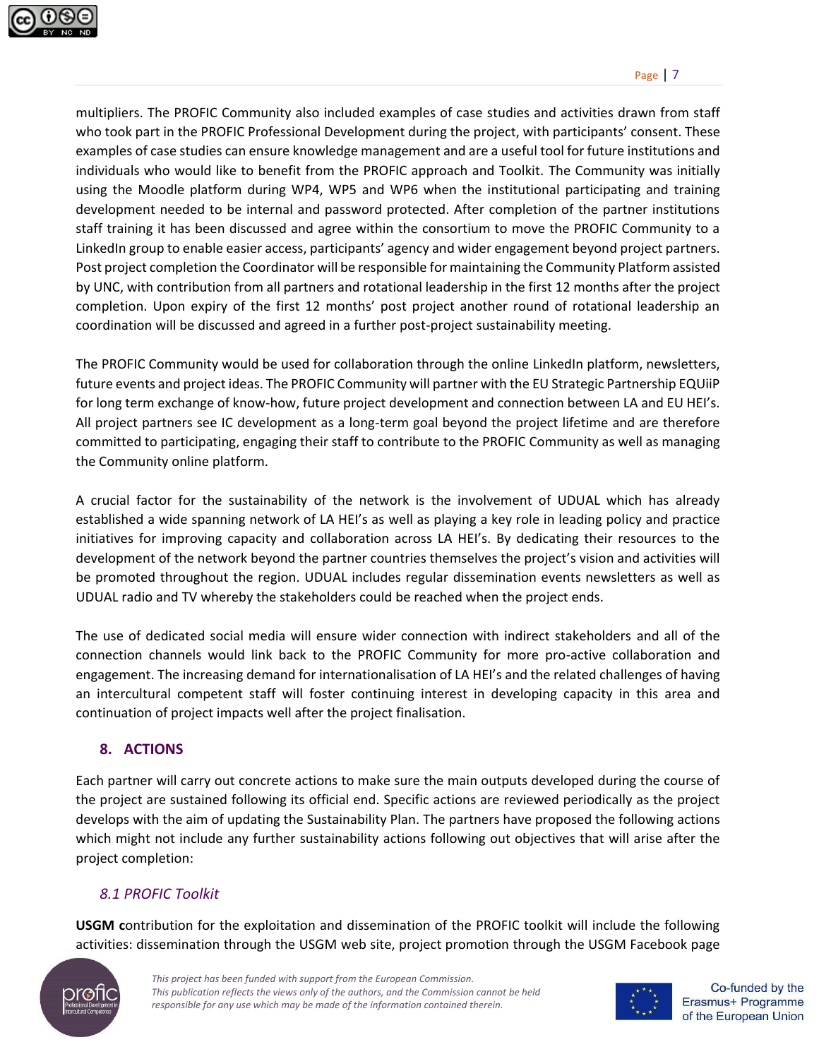multipliers. The PROFIC Community also included examples of case studies and activities drawn from staff who took part in the PROFIC Professional Development during the project, with participants' consent. These examples of case studies can ensure knowledge management and are a useful tool for future institutions and individuals who would like to benefit from the PROFIC approach and Toolkit. The Community was initially using the Moodle platform during WP4, WP5 and WP6 when the institutional participating and training development needed to be internal and password protected. After completion of the partner institutions staff training it has been discussed and agree within the consortium to move the PROFIC Community to a LinkedIn group to enable easier access, participants' agency and wider engagement beyond project partners. Post project completion the Coordinator will be responsible for maintaining the Community Platform assisted by UNC, with contribution from all partners and rotational leadership in the first 12 months after the project completion. Upon expiry of the first 12 months' post project another round of rotational leadership an coordination will be discussed and agreed in a further post-project sustainability meeting.

The PROFIC Community would be used for collaboration through the online LinkedIn platform, newsletters, future events and project ideas. The PROFIC Community will partner with the EU Strategic Partnership EQUiiP for long term exchange of know-how, future project development and connection between LA and EU HEI's. All project partners see IC development as a long-term goal beyond the project lifetime and are therefore committed to participating, engaging their staff to contribute to the PROFIC Community as well as managing the Community online platform.

A crucial factor for the sustainability of the network is the involvement of UDUAL which has already established a wide spanning network of LA HEI's as well as playing a key role in leading policy and practice initiatives for improving capacity and collaboration across LA HEI's. By dedicating their resources to the development of the network beyond the partner countries themselves the project's vision and activities will be promoted throughout the region. UDUAL includes regular dissemination events newsletters as well as UDUAL radio and TV whereby the stakeholders could be reached when the project ends.

The use of dedicated social media will ensure wider connection with indirect stakeholders and all of the connection channels would link back to the PROFIC Community for more pro-active collaboration and engagement. The increasing demand for internationalisation of LA HEI's and the related challenges of having an intercultural competent staff will foster continuing interest in developing capacity in this area and continuation of project impacts well after the project finalisation.

## 8. ACTIONS

Each partner will carry out concrete actions to make sure the main outputs developed during the course of the project are sustained following its official end. Specific actions are reviewed periodically as the project develops with the aim of updating the Sustainability Plan. The partners have proposed the following actions which might not include any further sustainability actions following out objectives that will arise after the project completion:

### *8.1 PROFIC Toolkit*

**USGM c**ontribution for the exploitation and dissemination of the PROFIC toolkit will include the following activities: dissemination through the USGM web site, project promotion through the USGM Facebook page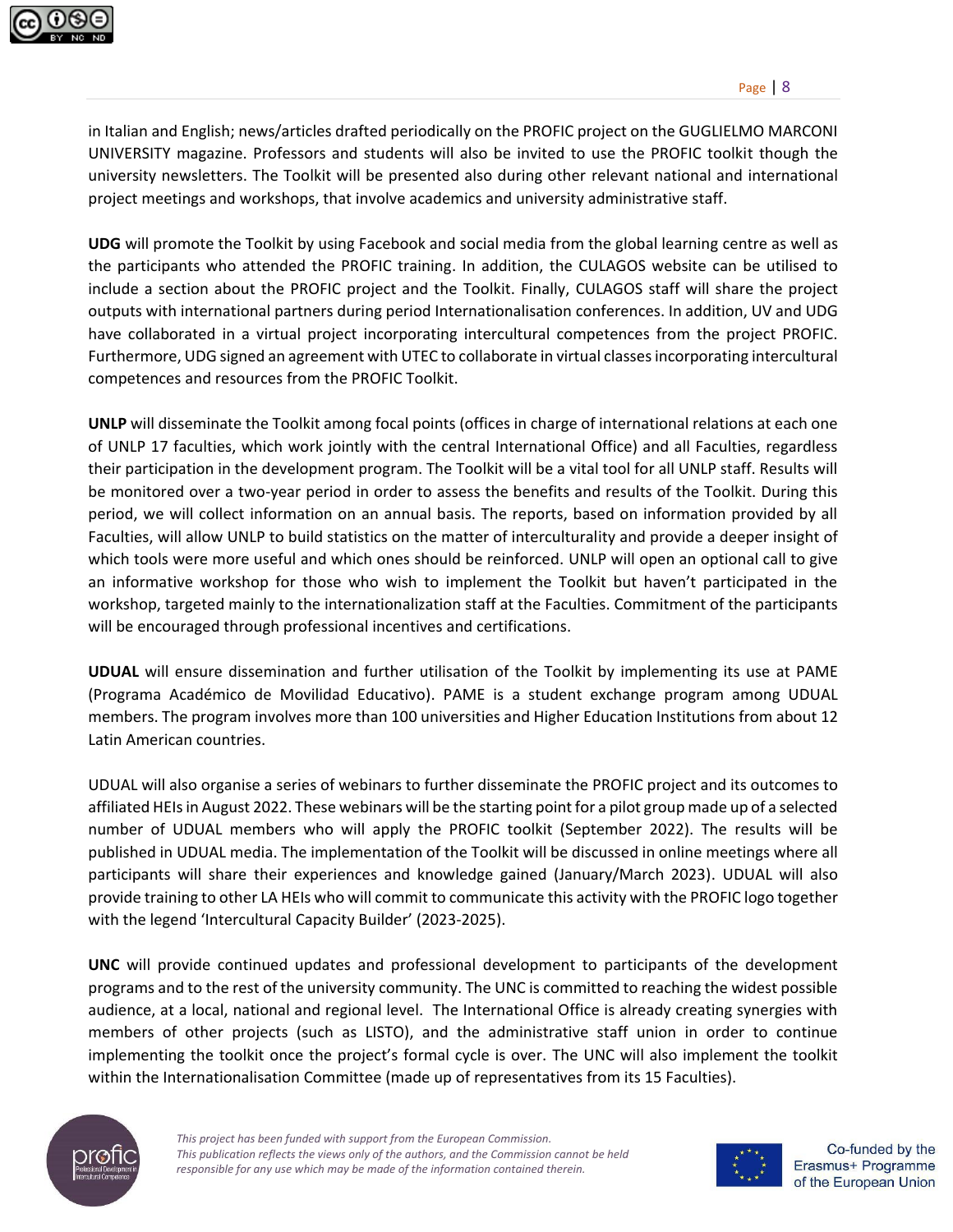in Italian and English; news/articles drafted periodically on the PROFIC project on the GUGLIELMO MARCONI UNIVERSITY magazine. Professors and students will also be invited to use the PROFIC toolkit though the university newsletters. The Toolkit will be presented also during other relevant national and international project meetings and workshops, that involve academics and university administrative staff.

**UDG** will promote the Toolkit by using Facebook and social media from the global learning centre as well as the participants who attended the PROFIC training. In addition, the CULAGOS website can be utilised to include a section about the PROFIC project and the Toolkit. Finally, CULAGOS staff will share the project outputs with international partners during period Internationalisation conferences. In addition, UV and UDG have collaborated in a virtual project incorporating intercultural competences from the project PROFIC. Furthermore, UDG signed an agreement with UTEC to collaborate in virtual classes incorporating intercultural competences and resources from the PROFIC Toolkit.

**UNLP** will disseminate the Toolkit among focal points (offices in charge of international relations at each one of UNLP 17 faculties, which work jointly with the central International Office) and all Faculties, regardless their participation in the development program. The Toolkit will be a vital tool for all UNLP staff. Results will be monitored over a two-year period in order to assess the benefits and results of the Toolkit. During this period, we will collect information on an annual basis. The reports, based on information provided by all Faculties, will allow UNLP to build statistics on the matter of interculturality and provide a deeper insight of which tools were more useful and which ones should be reinforced. UNLP will open an optional call to give an informative workshop for those who wish to implement the Toolkit but haven't participated in the workshop, targeted mainly to the internationalization staff at the Faculties. Commitment of the participants will be encouraged through professional incentives and certifications.

**UDUAL** will ensure dissemination and further utilisation of the Toolkit by implementing its use at PAME (Programa Académico de Movilidad Educativo). PAME is a student exchange program among UDUAL members. The program involves more than 100 universities and Higher Education Institutions from about 12 Latin American countries.

UDUAL will also organise a series of webinars to further disseminate the PROFIC project and its outcomes to affiliated HEIs in August 2022. These webinars will be the starting point for a pilot group made up of a selected number of UDUAL members who will apply the PROFIC toolkit (September 2022). The results will be published in UDUAL media. The implementation of the Toolkit will be discussed in online meetings where all participants will share their experiences and knowledge gained (January/March 2023). UDUAL will also provide training to other LA HEIs who will commit to communicate this activity with the PROFIC logo together with the legend 'Intercultural Capacity Builder' (2023-2025).

**UNC** will provide continued updates and professional development to participants of the development programs and to the rest of the university community. The UNC is committed to reaching the widest possible audience, at a local, national and regional level. The International Office is already creating synergies with members of other projects (such as LISTO), and the administrative staff union in order to continue implementing the toolkit once the project's formal cycle is over. The UNC will also implement the toolkit within the Internationalisation Committee (made up of representatives from its 15 Faculties).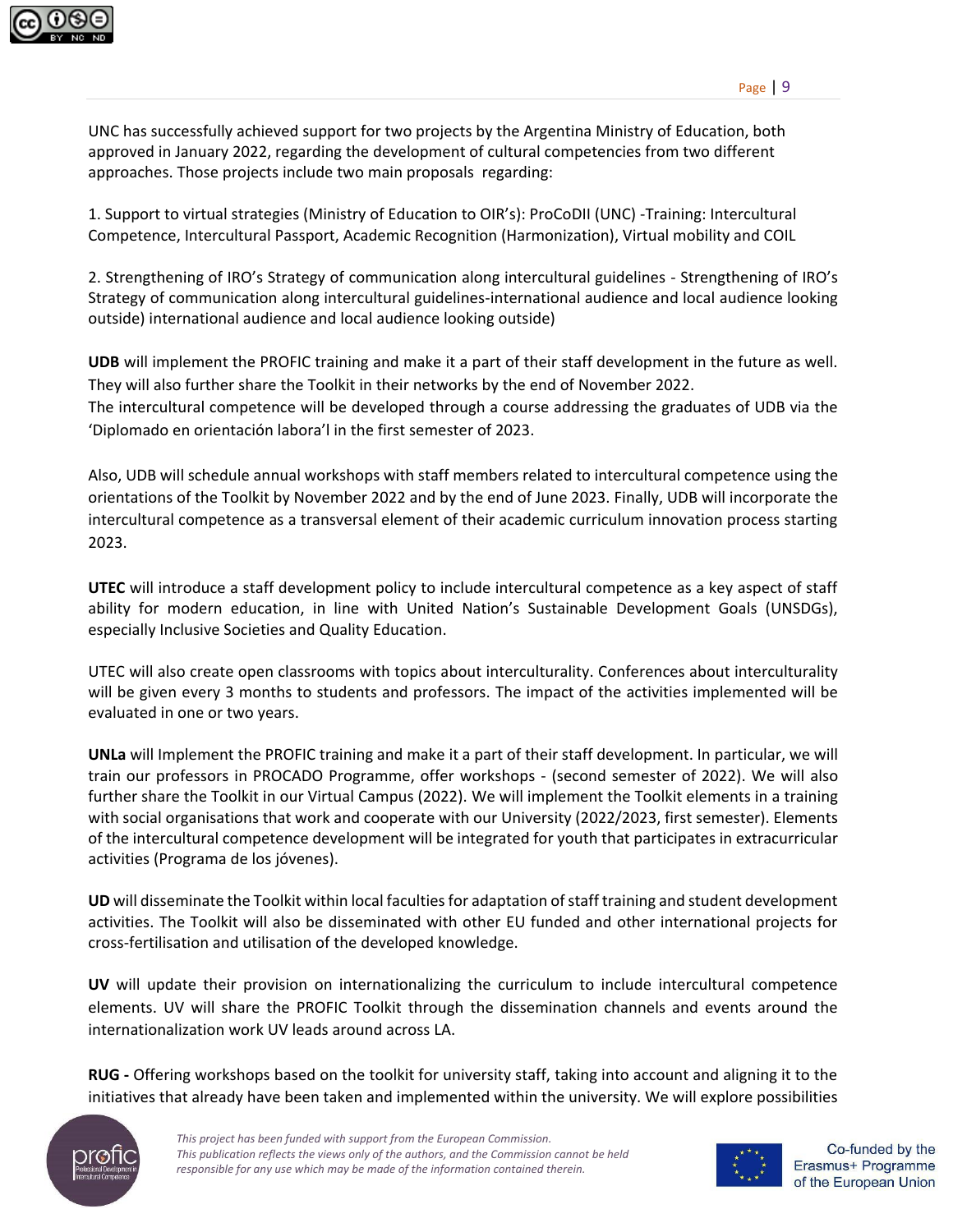UNC has successfully achieved support for two projects by the Argentina Ministry of Education, both approved in January 2022, regarding the development of cultural competencies from two different approaches. Those projects include two main proposals regarding:

1. Support to virtual strategies (Ministry of Education to OIR's): ProCoDII (UNC) -Training: Intercultural Competence, Intercultural Passport, Academic Recognition (Harmonization), Virtual mobility and COIL

2. Strengthening of IRO's Strategy of communication along intercultural guidelines - Strengthening of IRO's Strategy of communication along intercultural guidelines-international audience and local audience looking outside) international audience and local audience looking outside)

**UDB** will implement the PROFIC training and make it a part of their staff development in the future as well. They will also further share the Toolkit in their networks by the end of November 2022.
The intercultural competence will be developed through a course addressing the graduates of UDB via the 'Diplomado en orientación labora'l in the first semester of 2023.

Also, UDB will schedule annual workshops with staff members related to intercultural competence using the orientations of the Toolkit by November 2022 and by the end of June 2023. Finally, UDB will incorporate the intercultural competence as a transversal element of their academic curriculum innovation process starting 2023.

**UTEC** will introduce a staff development policy to include intercultural competence as a key aspect of staff ability for modern education, in line with United Nation's Sustainable Development Goals (UNSDGs), especially Inclusive Societies and Quality Education.

UTEC will also create open classrooms with topics about interculturality. Conferences about interculturality will be given every 3 months to students and professors. The impact of the activities implemented will be evaluated in one or two years.

**UNLa** will Implement the PROFIC training and make it a part of their staff development. In particular, we will train our professors in PROCADO Programme, offer workshops - (second semester of 2022). We will also further share the Toolkit in our Virtual Campus (2022). We will implement the Toolkit elements in a training with social organisations that work and cooperate with our University (2022/2023, first semester). Elements of the intercultural competence development will be integrated for youth that participates in extracurricular activities (Programa de los jóvenes).

**UD** will disseminate the Toolkit within local faculties for adaptation of staff training and student development activities. The Toolkit will also be disseminated with other EU funded and other international projects for cross-fertilisation and utilisation of the developed knowledge.

**UV** will update their provision on internationalizing the curriculum to include intercultural competence elements. UV will share the PROFIC Toolkit through the dissemination channels and events around the internationalization work UV leads around across LA.

**RUG -** Offering workshops based on the toolkit for university staff, taking into account and aligning it to the initiatives that already have been taken and implemented within the university. We will explore possibilities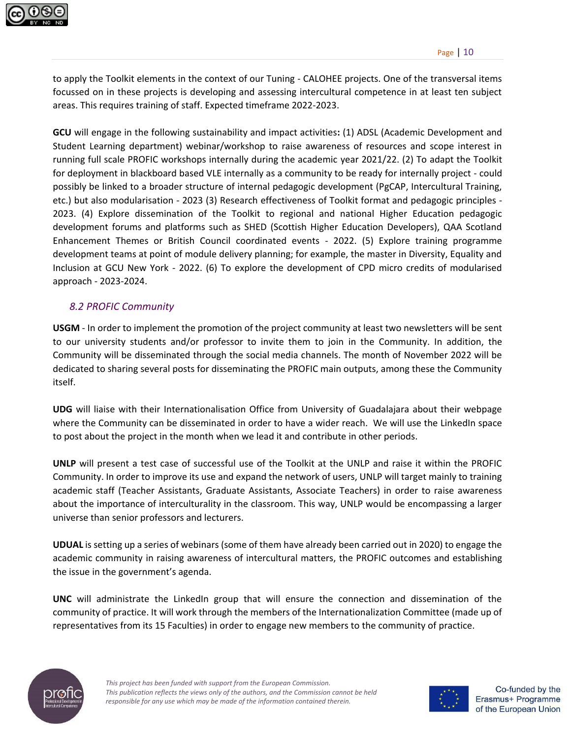to apply the Toolkit elements in the context of our Tuning - CALOHEE projects. One of the transversal items focussed on in these projects is developing and assessing intercultural competence in at least ten subject areas. This requires training of staff. Expected timeframe 2022-2023.

**GCU** will engage in the following sustainability and impact activities**:** (1) ADSL (Academic Development and Student Learning department) webinar/workshop to raise awareness of resources and scope interest in running full scale PROFIC workshops internally during the academic year 2021/22. (2) To adapt the Toolkit for deployment in blackboard based VLE internally as a community to be ready for internally project - could possibly be linked to a broader structure of internal pedagogic development (PgCAP, Intercultural Training, etc.) but also modularisation - 2023 (3) Research effectiveness of Toolkit format and pedagogic principles - 2023. (4) Explore dissemination of the Toolkit to regional and national Higher Education pedagogic development forums and platforms such as SHED (Scottish Higher Education Developers), QAA Scotland Enhancement Themes or British Council coordinated events - 2022. (5) Explore training programme development teams at point of module delivery planning; for example, the master in Diversity, Equality and Inclusion at GCU New York - 2022. (6) To explore the development of CPD micro credits of modularised approach - 2023-2024.

### *8.2 PROFIC Community*

**USGM** - In order to implement the promotion of the project community at least two newsletters will be sent to our university students and/or professor to invite them to join in the Community. In addition, the Community will be disseminated through the social media channels. The month of November 2022 will be dedicated to sharing several posts for disseminating the PROFIC main outputs, among these the Community itself.

**UDG** will liaise with their Internationalisation Office from University of Guadalajara about their webpage where the Community can be disseminated in order to have a wider reach. We will use the LinkedIn space to post about the project in the month when we lead it and contribute in other periods.

**UNLP** will present a test case of successful use of the Toolkit at the UNLP and raise it within the PROFIC Community. In order to improve its use and expand the network of users, UNLP will target mainly to training academic staff (Teacher Assistants, Graduate Assistants, Associate Teachers) in order to raise awareness about the importance of interculturality in the classroom. This way, UNLP would be encompassing a larger universe than senior professors and lecturers.

**UDUAL** is setting up a series of webinars (some of them have already been carried out in 2020) to engage the academic community in raising awareness of intercultural matters, the PROFIC outcomes and establishing the issue in the government's agenda.

**UNC** will administrate the LinkedIn group that will ensure the connection and dissemination of the community of practice. It will work through the members of the Internationalization Committee (made up of representatives from its 15 Faculties) in order to engage new members to the community of practice.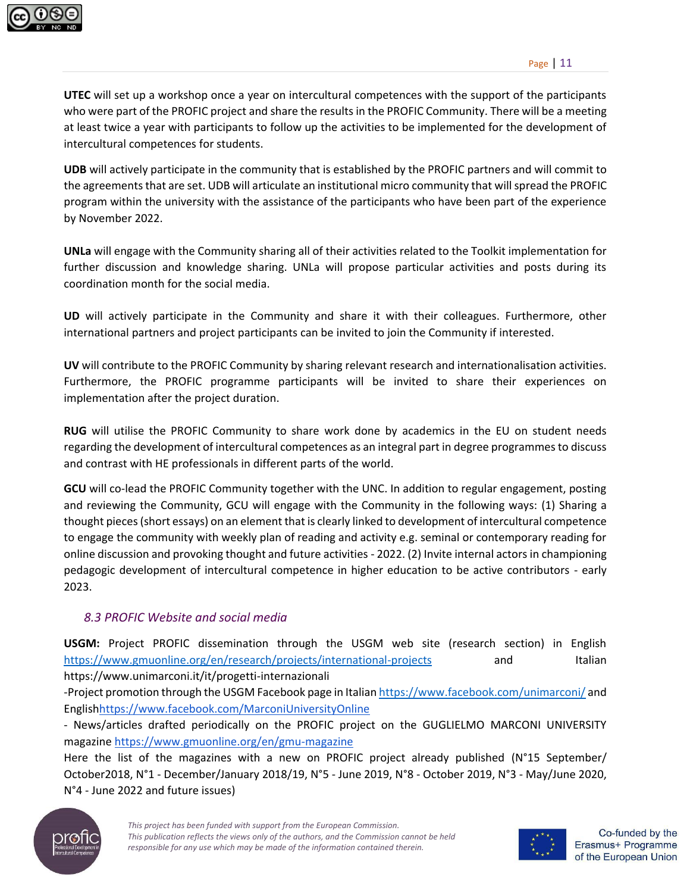**UTEC** will set up a workshop once a year on intercultural competences with the support of the participants who were part of the PROFIC project and share the results in the PROFIC Community. There will be a meeting at least twice a year with participants to follow up the activities to be implemented for the development of intercultural competences for students.

**UDB** will actively participate in the community that is established by the PROFIC partners and will commit to the agreements that are set. UDB will articulate an institutional micro community that will spread the PROFIC program within the university with the assistance of the participants who have been part of the experience by November 2022.

**UNLa** will engage with the Community sharing all of their activities related to the Toolkit implementation for further discussion and knowledge sharing. UNLa will propose particular activities and posts during its coordination month for the social media.

**UD** will actively participate in the Community and share it with their colleagues. Furthermore, other international partners and project participants can be invited to join the Community if interested.

**UV** will contribute to the PROFIC Community by sharing relevant research and internationalisation activities. Furthermore, the PROFIC programme participants will be invited to share their experiences on implementation after the project duration.

**RUG** will utilise the PROFIC Community to share work done by academics in the EU on student needs regarding the development of intercultural competences as an integral part in degree programmes to discuss and contrast with HE professionals in different parts of the world.

**GCU** will co-lead the PROFIC Community together with the UNC. In addition to regular engagement, posting and reviewing the Community, GCU will engage with the Community in the following ways: (1) Sharing a thought pieces (short essays) on an element that is clearly linked to development of intercultural competence to engage the community with weekly plan of reading and activity e.g. seminal or contemporary reading for online discussion and provoking thought and future activities - 2022. (2) Invite internal actors in championing pedagogic development of intercultural competence in higher education to be active contributors - early 2023.

### *8.3 PROFIC Website and social media*

**USGM:** Project PROFIC dissemination through the USGM web site (research section) in English https://www.gmuonline.org/en/research/projects/international-projects and Italian https://www.unimarconi.it/it/progetti-internazionali

-Project promotion through the USGM Facebook page in Italian https://www.facebook.com/unimarconi/ and Englishhttps://www.facebook.com/MarconiUniversityOnline

- News/articles drafted periodically on the PROFIC project on the GUGLIELMO MARCONI UNIVERSITY magazine https://www.gmuonline.org/en/gmu-magazine

Here the list of the magazines with a new on PROFIC project already published (N°15 September/ October2018, N°1 - December/January 2018/19, N°5 - June 2019, N°8 - October 2019, N°3 - May/June 2020, N°4 - June 2022 and future issues)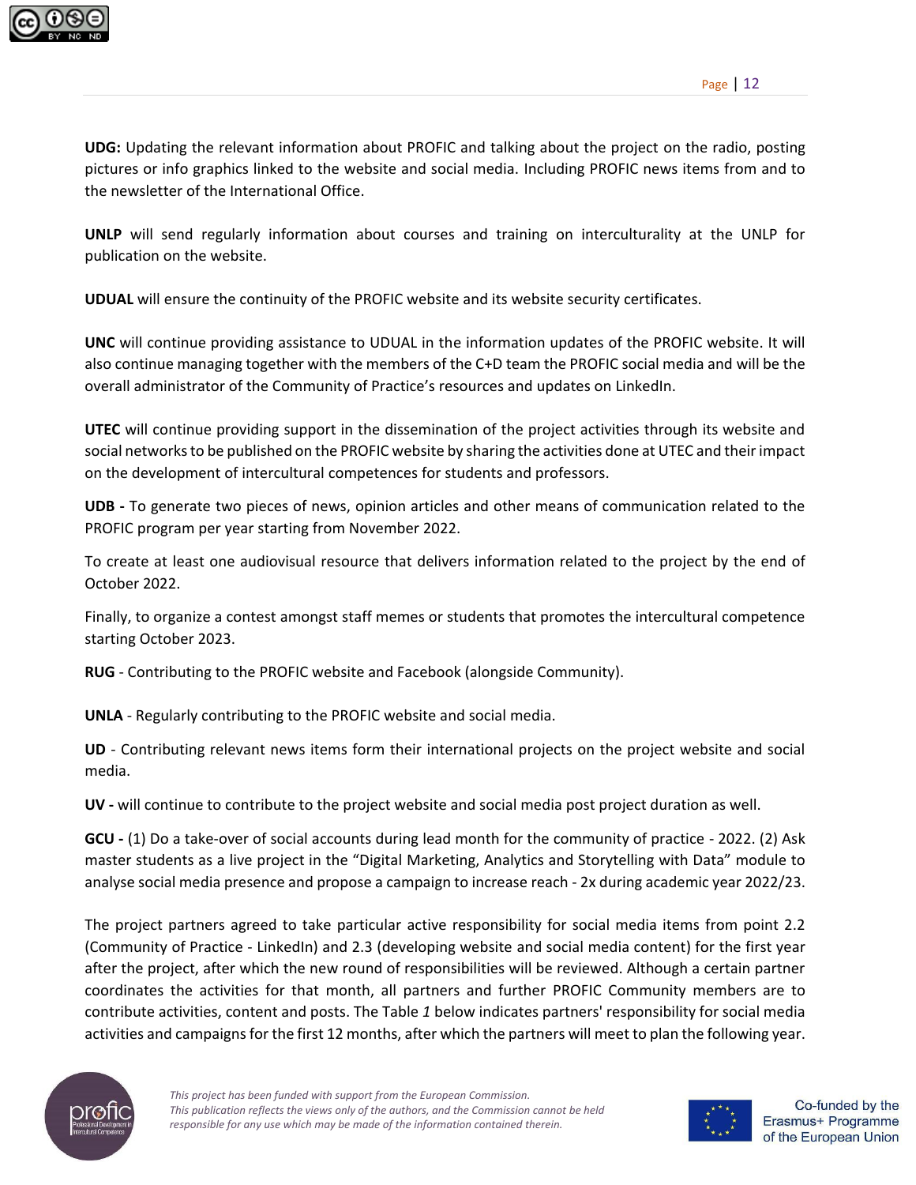**UDG:** Updating the relevant information about PROFIC and talking about the project on the radio, posting pictures or info graphics linked to the website and social media. Including PROFIC news items from and to the newsletter of the International Office.

**UNLP** will send regularly information about courses and training on interculturality at the UNLP for publication on the website.

**UDUAL** will ensure the continuity of the PROFIC website and its website security certificates.

**UNC** will continue providing assistance to UDUAL in the information updates of the PROFIC website. It will also continue managing together with the members of the C+D team the PROFIC social media and will be the overall administrator of the Community of Practice's resources and updates on LinkedIn.

**UTEC** will continue providing support in the dissemination of the project activities through its website and social networks to be published on the PROFIC website by sharing the activities done at UTEC and their impact on the development of intercultural competences for students and professors.

**UDB -** To generate two pieces of news, opinion articles and other means of communication related to the PROFIC program per year starting from November 2022.

To create at least one audiovisual resource that delivers information related to the project by the end of October 2022.

Finally, to organize a contest amongst staff memes or students that promotes the intercultural competence starting October 2023.

**RUG** - Contributing to the PROFIC website and Facebook (alongside Community).

**UNLA** - Regularly contributing to the PROFIC website and social media.

**UD** - Contributing relevant news items form their international projects on the project website and social media.

**UV -** will continue to contribute to the project website and social media post project duration as well.

**GCU -** (1) Do a take-over of social accounts during lead month for the community of practice - 2022. (2) Ask master students as a live project in the "Digital Marketing, Analytics and Storytelling with Data" module to analyse social media presence and propose a campaign to increase reach - 2x during academic year 2022/23.

The project partners agreed to take particular active responsibility for social media items from point 2.2 (Community of Practice - LinkedIn) and 2.3 (developing website and social media content) for the first year after the project, after which the new round of responsibilities will be reviewed. Although a certain partner coordinates the activities for that month, all partners and further PROFIC Community members are to contribute activities, content and posts. The Table *1* below indicates partners' responsibility for social media activities and campaigns for the first 12 months, after which the partners will meet to plan the following year.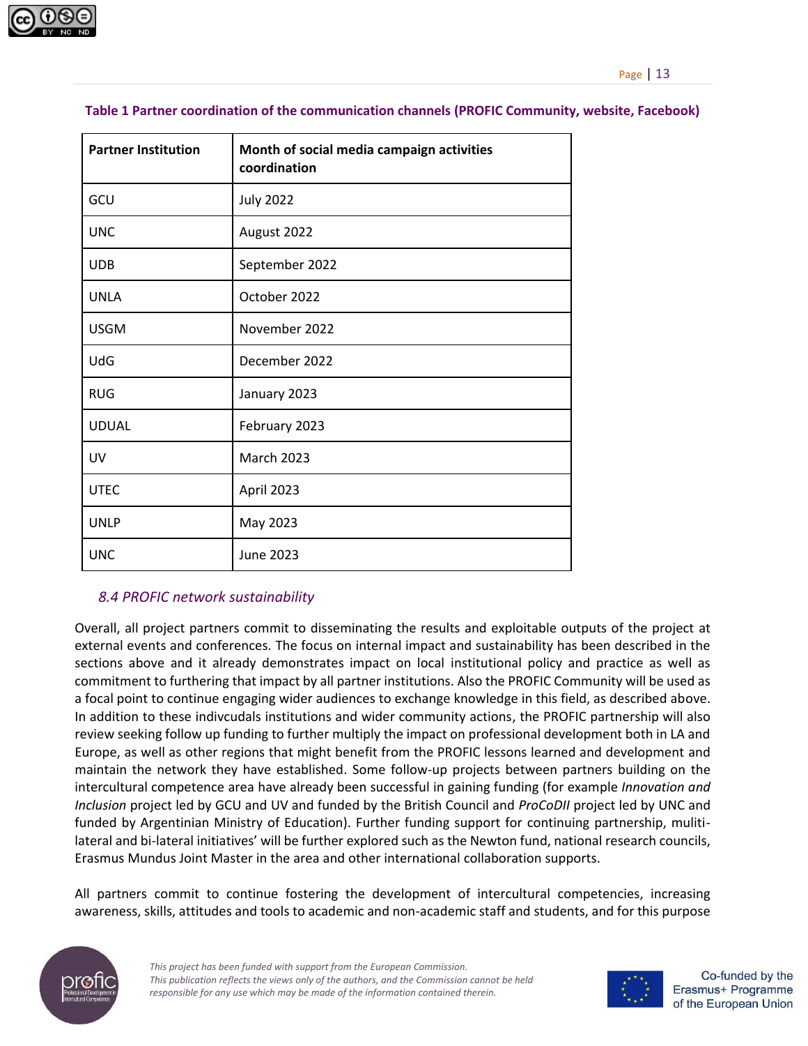**Table 1 Partner coordination of the communication channels (PROFIC Community, website, Facebook)**

| Partner Institution | Month of social media campaign activities coordination |
| --- | --- |
| GCU | July 2022 |
| UNC | August 2022 |
| UDB | September 2022 |
| UNLA | October 2022 |
| USGM | November 2022 |
| UdG | December 2022 |
| RUG | January 2023 |
| UDUAL | February 2023 |
| UV | March 2023 |
| UTEC | April 2023 |
| UNLP | May 2023 |
| UNC | June 2023 |

### *8.4 PROFIC network sustainability*

Overall, all project partners commit to disseminating the results and exploitable outputs of the project at external events and conferences. The focus on internal impact and sustainability has been described in the sections above and it already demonstrates impact on local institutional policy and practice as well as commitment to furthering that impact by all partner institutions. Also the PROFIC Community will be used as a focal point to continue engaging wider audiences to exchange knowledge in this field, as described above. In addition to these indivcudals institutions and wider community actions, the PROFIC partnership will also review seeking follow up funding to further multiply the impact on professional development both in LA and Europe, as well as other regions that might benefit from the PROFIC lessons learned and development and maintain the network they have established. Some follow-up projects between partners building on the intercultural competence area have already been successful in gaining funding (for example *Innovation and Inclusion* project led by GCU and UV and funded by the British Council and *ProCoDII* project led by UNC and funded by Argentinian Ministry of Education). Further funding support for continuing partnership, muliti-lateral and bi-lateral initiatives' will be further explored such as the Newton fund, national research councils, Erasmus Mundus Joint Master in the area and other international collaboration supports.

All partners commit to continue fostering the development of intercultural competencies, increasing awareness, skills, attitudes and tools to academic and non-academic staff and students, and for this purpose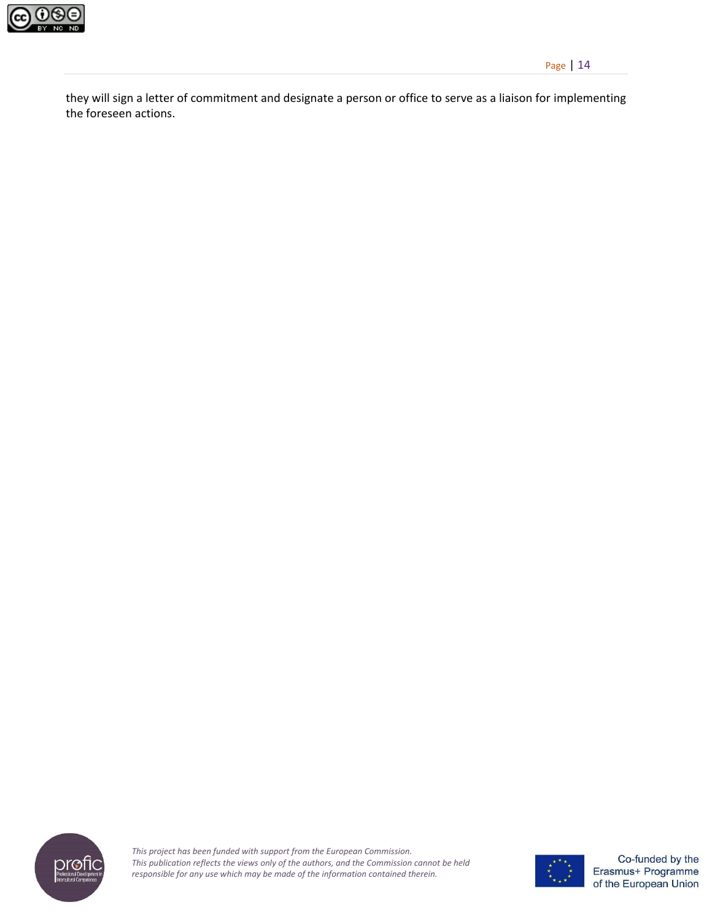they will sign a letter of commitment and designate a person or office to serve as a liaison for implementing the foreseen actions.